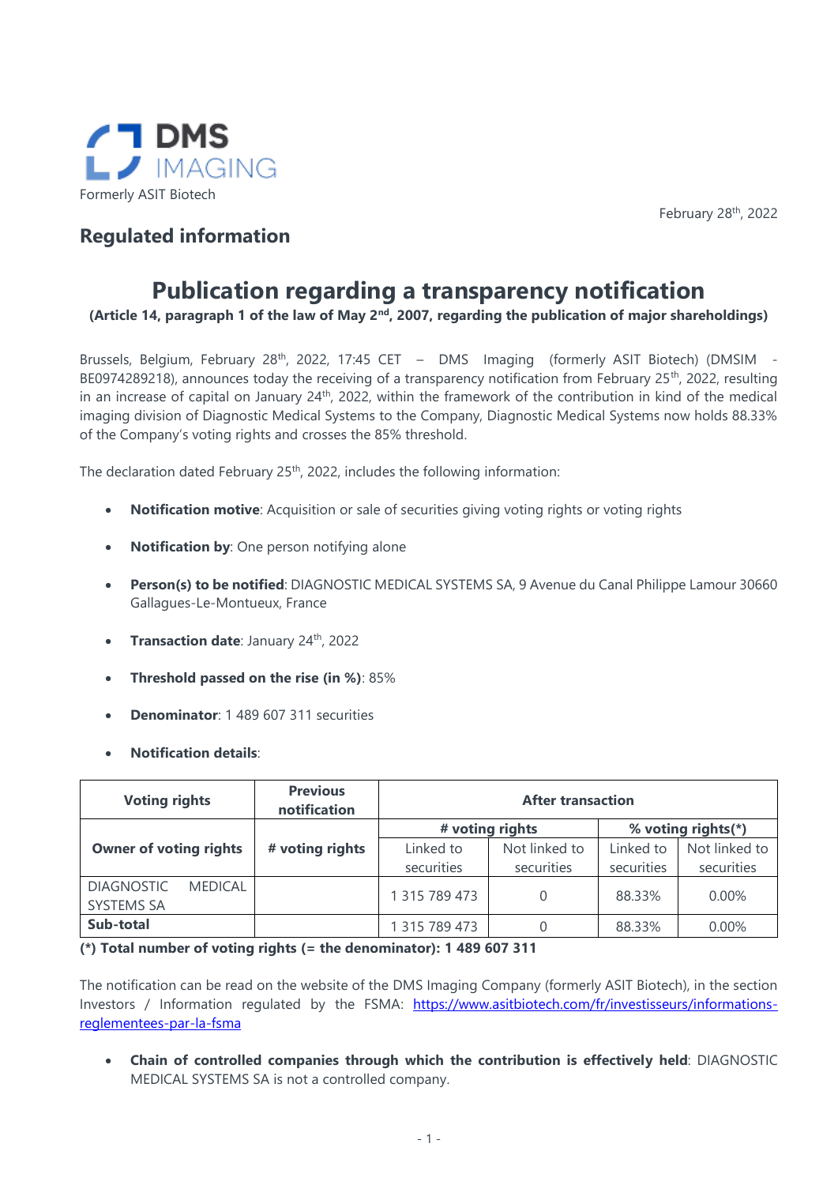DMS IMAGING

Formerly ASIT Biotech

February 28th, 2022

## Regulated information

# Publication regarding a transparency notification

**(Article 14, paragraph 1 of the law of May 2nd, 2007, regarding the publication of major shareholdings)**

Brussels, Belgium, February 28th, 2022, 17:45 CET – DMS Imaging (formerly ASIT Biotech) (DMSIM - BE0974289218), announces today the receiving of a transparency notification from February 25th, 2022, resulting in an increase of capital on January 24th, 2022, within the framework of the contribution in kind of the medical imaging division of Diagnostic Medical Systems to the Company, Diagnostic Medical Systems now holds 88.33% of the Company's voting rights and crosses the 85% threshold.

The declaration dated February 25th, 2022, includes the following information:

- **Notification motive**: Acquisition or sale of securities giving voting rights or voting rights
- **Notification by**: One person notifying alone
- **Person(s) to be notified**: DIAGNOSTIC MEDICAL SYSTEMS SA, 9 Avenue du Canal Philippe Lamour 30660 Gallagues-Le-Montueux, France
- **Transaction date**: January 24th, 2022
- **Threshold passed on the rise (in %)**: 85%
- **Denominator**: 1 489 607 311 securities
- **Notification details**:

| **Voting rights** | **Previous notification** | **After transaction** | | | |
|---|---|---|---|---|---|
| **Owner of voting rights** | **# voting rights** | **# voting rights** | | **% voting rights(*)** | |
| | | Linked to securities | Not linked to securities | Linked to securities | Not linked to securities |
| DIAGNOSTIC MEDICAL SYSTEMS SA | | 1 315 789 473 | 0 | 88.33% | 0.00% |
| **Sub-total** | | 1 315 789 473 | 0 | 88.33% | 0.00% |

**(*) Total number of voting rights (= the denominator): 1 489 607 311**

The notification can be read on the website of the DMS Imaging Company (formerly ASIT Biotech), in the section Investors / Information regulated by the FSMA: https://www.asitbiotech.com/fr/investisseurs/informations-reglementees-par-la-fsma

- **Chain of controlled companies through which the contribution is effectively held**: DIAGNOSTIC MEDICAL SYSTEMS SA is not a controlled company.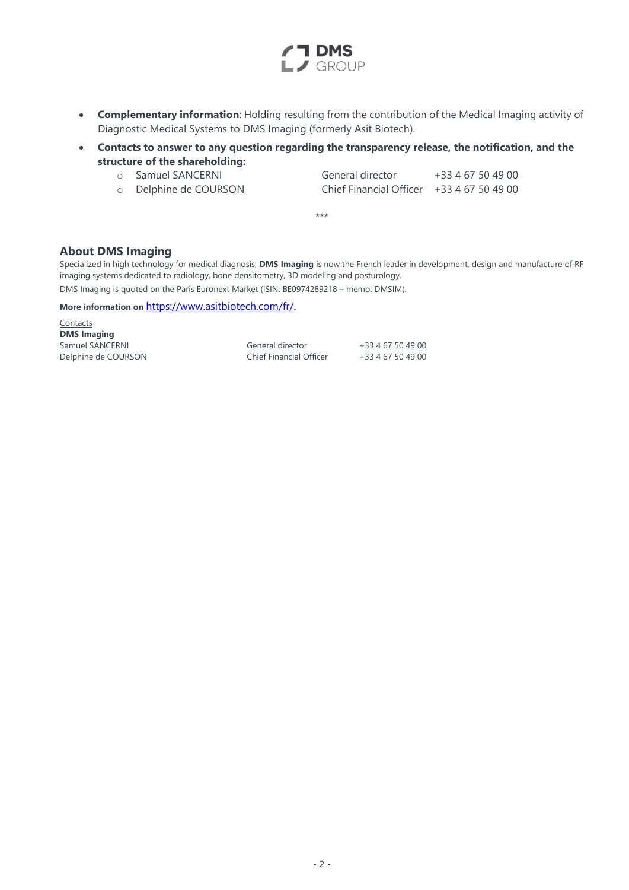- **Complementary information**: Holding resulting from the contribution of the Medical Imaging activity of Diagnostic Medical Systems to DMS Imaging (formerly Asit Biotech).
- **Contacts to answer to any question regarding the transparency release, the notification, and the structure of the shareholding:**
  - Samuel SANCERNI General director +33 4 67 50 49 00
  - Delphine de COURSON Chief Financial Officer +33 4 67 50 49 00

\*\*\*

## About DMS Imaging

Specialized in high technology for medical diagnosis, **DMS Imaging** is now the French leader in development, design and manufacture of RF imaging systems dedicated to radiology, bone densitometry, 3D modeling and posturology.

DMS Imaging is quoted on the Paris Euronext Market (ISIN: BE0974289218 – memo: DMSIM).

**More information on** https://www.asitbiotech.com/fr/.

Contacts

**DMS Imaging**

| | | |
|---|---|---|
| Samuel SANCERNI | General director | +33 4 67 50 49 00 |
| Delphine de COURSON | Chief Financial Officer | +33 4 67 50 49 00 |